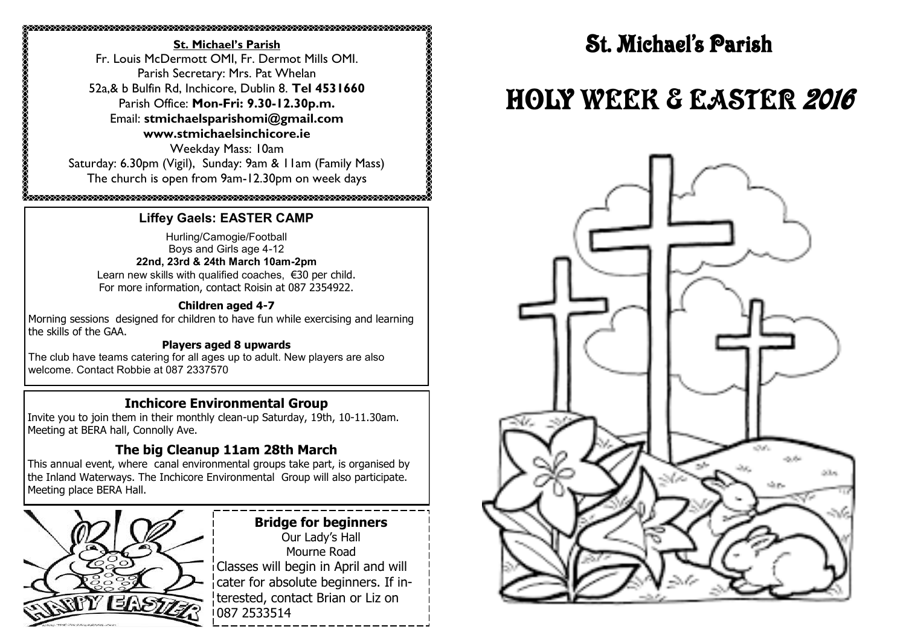**St. Michael's Parish**

Fr. Louis McDermott OMI, Fr. Dermot Mills OMI.
Parish Secretary: Mrs. Pat Whelan
52a,& b Bulfin Rd, Inchicore, Dublin 8. **Tel 4531660**
Parish Office: **Mon-Fri: 9.30-12.30p.m.**
Email: **stmichaelsparishomi@gmail.com**
**www.stmichaelsinchicore.ie**
Weekday Mass: 10am
Saturday: 6.30pm (Vigil), Sunday: 9am & 11am (Family Mass)
The church is open from 9am-12.30pm on week days

### Liffey Gaels: EASTER CAMP

Hurling/Camogie/Football
Boys and Girls age 4-12
**22nd, 23rd & 24th March 10am-2pm**
Learn new skills with qualified coaches, €30 per child.
For more information, contact Roisin at 087 2354922.

**Children aged 4-7**

Morning sessions designed for children to have fun while exercising and learning the skills of the GAA.

**Players aged 8 upwards**

The club have teams catering for all ages up to adult. New players are also welcome. Contact Robbie at 087 2337570

### Inchicore Environmental Group

Invite you to join them in their monthly clean-up Saturday, 19th, 10-11.30am. Meeting at BERA hall, Connolly Ave.

### The big Cleanup 11am 28th March

This annual event, where canal environmental groups take part, is organised by the Inland Waterways. The Inchicore Environmental Group will also participate. Meeting place BERA Hall.

### Bridge for beginners

Our Lady's Hall
Mourne Road
Classes will begin in April and will cater for absolute beginners. If interested, contact Brian or Liz on 087 2533514

# St. Michael's Parish

# HOLY WEEK & EASTER *2016*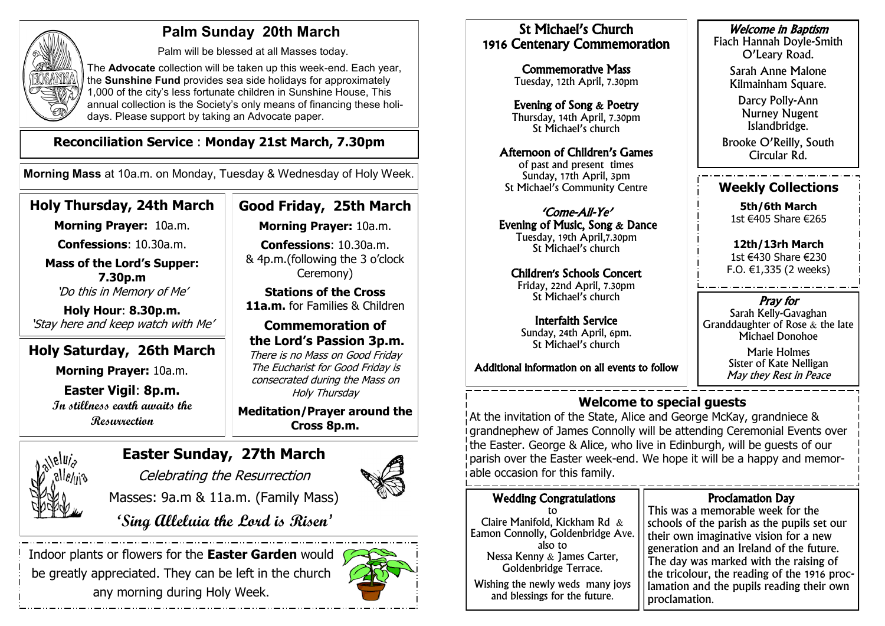## Palm Sunday 20th March

Palm will be blessed at all Masses today.

The **Advocate** collection will be taken up this week-end. Each year, the **Sunshine Fund** provides sea side holidays for approximately 1,000 of the city's less fortunate children in Sunshine House, This annual collection is the Society's only means of financing these holidays. Please support by taking an Advocate paper.

### Reconciliation Service : Monday 21st March, 7.30pm

**Morning Mass** at 10a.m. on Monday, Tuesday & Wednesday of Holy Week.

### Holy Thursday, 24th March

**Morning Prayer:** 10a.m.

**Confessions**: 10.30a.m.

**Mass of the Lord's Supper: 7.30p.m**
*'Do this in Memory of Me'*

**Holy Hour**: **8.30p.m.**
*'Stay here and keep watch with Me'*

### Holy Saturday, 26th March

**Morning Prayer:** 10a.m.

**Easter Vigil**: **8p.m.**
*In stillness earth awaits the Resurrection*

### Good Friday, 25th March

**Morning Prayer:** 10a.m.

**Confessions**: 10.30a.m. & 4p.m.(following the 3 o'clock Ceremony)

**Stations of the Cross 11a.m.** for Families & Children

**Commemoration of the Lord's Passion 3p.m.**
*There is no Mass on Good Friday The Eucharist for Good Friday is consecrated during the Mass on Holy Thursday*

**Meditation/Prayer around the Cross 8p.m.**

### Easter Sunday, 27th March

*Celebrating the Resurrection*

Masses: 9a.m & 11a.m. (Family Mass)

**'Sing Alleluia the Lord is Risen'**

Indoor plants or flowers for the **Easter Garden** would be greatly appreciated. They can be left in the church any morning during Holy Week.

## St Michael's Church 1916 Centenary Commemoration

**Commemorative Mass**
Tuesday, 12th April, 7.30pm

**Evening of Song & Poetry**
Thursday, 14th April, 7.30pm
St Michael's church

**Afternoon of Children's Games**
of past and present times
Sunday, 17th April, 3pm
St Michael's Community Centre

***'Come-All-Ye'***
**Evening of Music, Song & Dance**
Tuesday, 19th April,7.30pm
St Michael's church

**Children's Schools Concert**
Friday, 22nd April, 7.30pm
St Michael's church

**Interfaith Service**
Sunday, 24th April, 6pm.
St Michael's church

**Additional information on all events to follow**

### *Welcome in Baptism*

Fiach Hannah Doyle-Smith O'Leary Road.

Sarah Anne Malone Kilmainham Square.

Darcy Polly-Ann Nurney Nugent Islandbridge.

Brooke O'Reilly, South Circular Rd.

### Weekly Collections

**5th/6th March**
1st €405 Share €265

**12th/13rh March**
1st €430 Share €230
F.O. €1,335 (2 weeks)

### *Pray for*

Sarah Kelly-Gavaghan
Granddaughter of Rose & the late Michael Donohoe

Marie Holmes
Sister of Kate Nelligan
*May they Rest in Peace*

### Welcome to special guests

At the invitation of the State, Alice and George McKay, grandniece & grandnephew of James Connolly will be attending Ceremonial Events over the Easter. George & Alice, who live in Edinburgh, will be guests of our parish over the Easter week-end. We hope it will be a happy and memorable occasion for this family.

### Wedding Congratulations

to
Claire Manifold, Kickham Rd & Eamon Connolly, Goldenbridge Ave.
also to
Nessa Kenny & James Carter, Goldenbridge Terrace.

Wishing the newly weds many joys and blessings for the future.

### Proclamation Day

This was a memorable week for the schools of the parish as the pupils set our their own imaginative vision for a new generation and an Ireland of the future. The day was marked with the raising of the tricolour, the reading of the 1916 proclamation and the pupils reading their own proclamation.